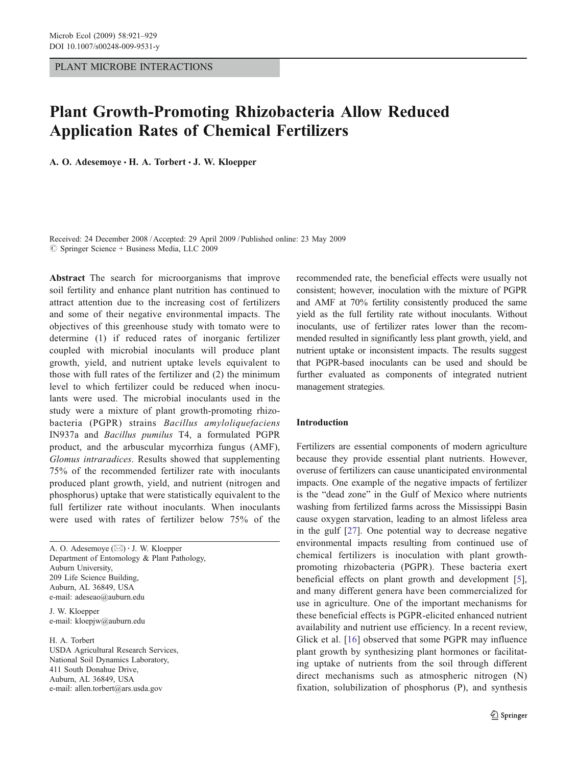PLANT MICROBE INTERACTIONS

# Plant Growth-Promoting Rhizobacteria Allow Reduced Application Rates of Chemical Fertilizers

**A. O. Adesemoye · H. A. Torbert · J. W. Kloepper**

Received: 24 December 2008 / Accepted: 29 April 2009 / Published online: 23 May 2009
© Springer Science + Business Media, LLC 2009

**Abstract** The search for microorganisms that improve soil fertility and enhance plant nutrition has continued to attract attention due to the increasing cost of fertilizers and some of their negative environmental impacts. The objectives of this greenhouse study with tomato were to determine (1) if reduced rates of inorganic fertilizer coupled with microbial inoculants will produce plant growth, yield, and nutrient uptake levels equivalent to those with full rates of the fertilizer and (2) the minimum level to which fertilizer could be reduced when inoculants were used. The microbial inoculants used in the study were a mixture of plant growth-promoting rhizobacteria (PGPR) strains *Bacillus amyloliquefaciens* IN937a and *Bacillus pumilus* T4, a formulated PGPR product, and the arbuscular mycorrhiza fungus (AMF), *Glomus intraradices*. Results showed that supplementing 75% of the recommended fertilizer rate with inoculants produced plant growth, yield, and nutrient (nitrogen and phosphorus) uptake that were statistically equivalent to the full fertilizer rate without inoculants. When inoculants were used with rates of fertilizer below 75% of the recommended rate, the beneficial effects were usually not consistent; however, inoculation with the mixture of PGPR and AMF at 70% fertility consistently produced the same yield as the full fertility rate without inoculants. Without inoculants, use of fertilizer rates lower than the recommended resulted in significantly less plant growth, yield, and nutrient uptake or inconsistent impacts. The results suggest that PGPR-based inoculants can be used and should be further evaluated as components of integrated nutrient management strategies.

A. O. Adesemoye (✉) · J. W. Kloepper
Department of Entomology & Plant Pathology,
Auburn University,
209 Life Science Building,
Auburn, AL 36849, USA
e-mail: adeseao@auburn.edu

J. W. Kloepper
e-mail: kloepjw@auburn.edu

H. A. Torbert
USDA Agricultural Research Services,
National Soil Dynamics Laboratory,
411 South Donahue Drive,
Auburn, AL 36849, USA
e-mail: allen.torbert@ars.usda.gov

## Introduction

Fertilizers are essential components of modern agriculture because they provide essential plant nutrients. However, overuse of fertilizers can cause unanticipated environmental impacts. One example of the negative impacts of fertilizer is the "dead zone" in the Gulf of Mexico where nutrients washing from fertilized farms across the Mississippi Basin cause oxygen starvation, leading to an almost lifeless area in the gulf [27]. One potential way to decrease negative environmental impacts resulting from continued use of chemical fertilizers is inoculation with plant growth-promoting rhizobacteria (PGPR). These bacteria exert beneficial effects on plant growth and development [5], and many different genera have been commercialized for use in agriculture. One of the important mechanisms for these beneficial effects is PGPR-elicited enhanced nutrient availability and nutrient use efficiency. In a recent review, Glick et al. [16] observed that some PGPR may influence plant growth by synthesizing plant hormones or facilitating uptake of nutrients from the soil through different direct mechanisms such as atmospheric nitrogen (N) fixation, solubilization of phosphorus (P), and synthesis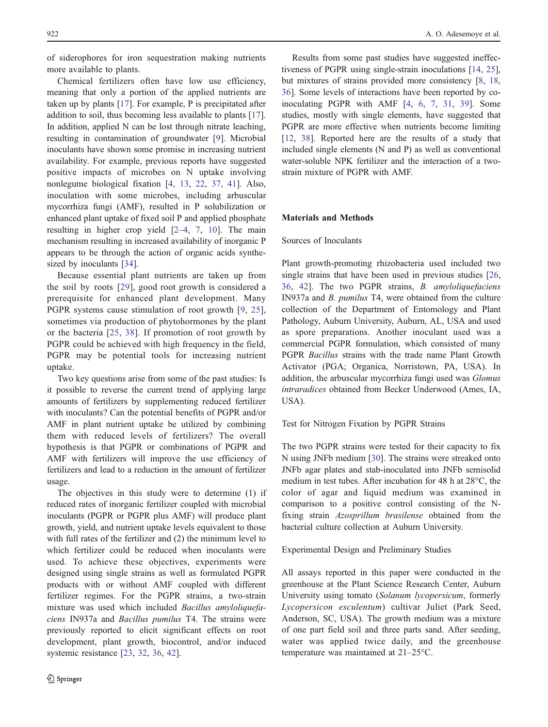of siderophores for iron sequestration making nutrients more available to plants.

Chemical fertilizers often have low use efficiency, meaning that only a portion of the applied nutrients are taken up by plants [17]. For example, P is precipitated after addition to soil, thus becoming less available to plants [17]. In addition, applied N can be lost through nitrate leaching, resulting in contamination of groundwater [9]. Microbial inoculants have shown some promise in increasing nutrient availability. For example, previous reports have suggested positive impacts of microbes on N uptake involving nonlegume biological fixation [4, 13, 22, 37, 41]. Also, inoculation with some microbes, including arbuscular mycorrhiza fungi (AMF), resulted in P solubilization or enhanced plant uptake of fixed soil P and applied phosphate resulting in higher crop yield [2–4, 7, 10]. The main mechanism resulting in increased availability of inorganic P appears to be through the action of organic acids synthesized by inoculants [34].

Because essential plant nutrients are taken up from the soil by roots [29], good root growth is considered a prerequisite for enhanced plant development. Many PGPR systems cause stimulation of root growth [9, 25], sometimes via production of phytohormones by the plant or the bacteria [25, 38]. If promotion of root growth by PGPR could be achieved with high frequency in the field, PGPR may be potential tools for increasing nutrient uptake.

Two key questions arise from some of the past studies: Is it possible to reverse the current trend of applying large amounts of fertilizers by supplementing reduced fertilizer with inoculants? Can the potential benefits of PGPR and/or AMF in plant nutrient uptake be utilized by combining them with reduced levels of fertilizers? The overall hypothesis is that PGPR or combinations of PGPR and AMF with fertilizers will improve the use efficiency of fertilizers and lead to a reduction in the amount of fertilizer usage.

The objectives in this study were to determine (1) if reduced rates of inorganic fertilizer coupled with microbial inoculants (PGPR or PGPR plus AMF) will produce plant growth, yield, and nutrient uptake levels equivalent to those with full rates of the fertilizer and (2) the minimum level to which fertilizer could be reduced when inoculants were used. To achieve these objectives, experiments were designed using single strains as well as formulated PGPR products with or without AMF coupled with different fertilizer regimes. For the PGPR strains, a two-strain mixture was used which included *Bacillus amyloliquefaciens* IN937a and *Bacillus pumilus* T4. The strains were previously reported to elicit significant effects on root development, plant growth, biocontrol, and/or induced systemic resistance [23, 32, 36, 42].

Results from some past studies have suggested ineffectiveness of PGPR using single-strain inoculations [14, 25], but mixtures of strains provided more consistency [8, 18, 36]. Some levels of interactions have been reported by co-inoculating PGPR with AMF [4, 6, 7, 31, 39]. Some studies, mostly with single elements, have suggested that PGPR are more effective when nutrients become limiting [12, 38]. Reported here are the results of a study that included single elements (N and P) as well as conventional water-soluble NPK fertilizer and the interaction of a two-strain mixture of PGPR with AMF.

## Materials and Methods

### Sources of Inoculants

Plant growth-promoting rhizobacteria used included two single strains that have been used in previous studies [26, 36, 42]. The two PGPR strains, *B. amyloliquefaciens* IN937a and *B. pumilus* T4, were obtained from the culture collection of the Department of Entomology and Plant Pathology, Auburn University, Auburn, AL, USA and used as spore preparations. Another inoculant used was a commercial PGPR formulation, which consisted of many PGPR *Bacillus* strains with the trade name Plant Growth Activator (PGA; Organica, Norristown, PA, USA). In addition, the arbuscular mycorrhiza fungi used was *Glomus intraradices* obtained from Becker Underwood (Ames, IA, USA).

### Test for Nitrogen Fixation by PGPR Strains

The two PGPR strains were tested for their capacity to fix N using JNFb medium [30]. The strains were streaked onto JNFb agar plates and stab-inoculated into JNFb semisolid medium in test tubes. After incubation for 48 h at 28°C, the color of agar and liquid medium was examined in comparison to a positive control consisting of the N-fixing strain *Azosprillum brasilense* obtained from the bacterial culture collection at Auburn University.

### Experimental Design and Preliminary Studies

All assays reported in this paper were conducted in the greenhouse at the Plant Science Research Center, Auburn University using tomato (*Solanum lycopersicum*, formerly *Lycopersicon esculentum*) cultivar Juliet (Park Seed, Anderson, SC, USA). The growth medium was a mixture of one part field soil and three parts sand. After seeding, water was applied twice daily, and the greenhouse temperature was maintained at 21–25°C.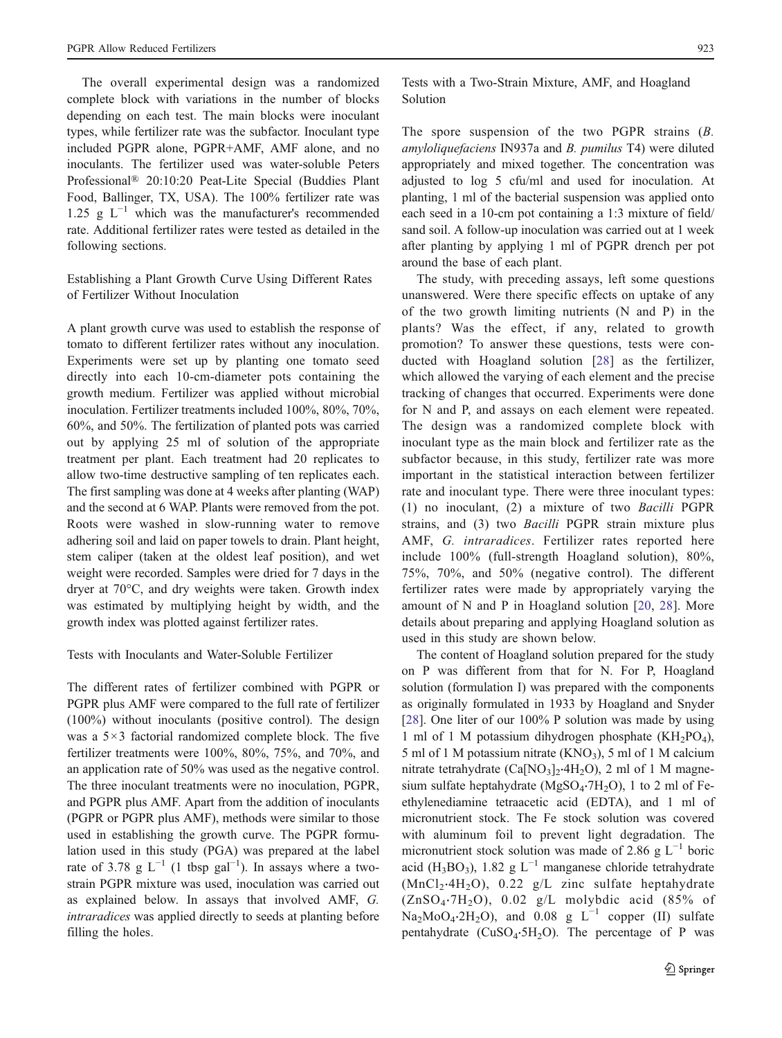The overall experimental design was a randomized complete block with variations in the number of blocks depending on each test. The main blocks were inoculant types, while fertilizer rate was the subfactor. Inoculant type included PGPR alone, PGPR+AMF, AMF alone, and no inoculants. The fertilizer used was water-soluble Peters Professional® 20:10:20 Peat-Lite Special (Buddies Plant Food, Ballinger, TX, USA). The 100% fertilizer rate was 1.25 g $L^{-1}$ which was the manufacturer's recommended rate. Additional fertilizer rates were tested as detailed in the following sections.

## Establishing a Plant Growth Curve Using Different Rates of Fertilizer Without Inoculation

A plant growth curve was used to establish the response of tomato to different fertilizer rates without any inoculation. Experiments were set up by planting one tomato seed directly into each 10-cm-diameter pots containing the growth medium. Fertilizer was applied without microbial inoculation. Fertilizer treatments included 100%, 80%, 70%, 60%, and 50%. The fertilization of planted pots was carried out by applying 25 ml of solution of the appropriate treatment per plant. Each treatment had 20 replicates to allow two-time destructive sampling of ten replicates each. The first sampling was done at 4 weeks after planting (WAP) and the second at 6 WAP. Plants were removed from the pot. Roots were washed in slow-running water to remove adhering soil and laid on paper towels to drain. Plant height, stem caliper (taken at the oldest leaf position), and wet weight were recorded. Samples were dried for 7 days in the dryer at 70°C, and dry weights were taken. Growth index was estimated by multiplying height by width, and the growth index was plotted against fertilizer rates.

## Tests with Inoculants and Water-Soluble Fertilizer

The different rates of fertilizer combined with PGPR or PGPR plus AMF were compared to the full rate of fertilizer (100%) without inoculants (positive control). The design was a 5×3 factorial randomized complete block. The five fertilizer treatments were 100%, 80%, 75%, and 70%, and an application rate of 50% was used as the negative control. The three inoculant treatments were no inoculation, PGPR, and PGPR plus AMF. Apart from the addition of inoculants (PGPR or PGPR plus AMF), methods were similar to those used in establishing the growth curve. The PGPR formulation used in this study (PGA) was prepared at the label rate of 3.78 g $L^{-1}$ (1 tbsp $gal^{-1}$). In assays where a two-strain PGPR mixture was used, inoculation was carried out as explained below. In assays that involved AMF, *G. intraradices* was applied directly to seeds at planting before filling the holes.

## Tests with a Two-Strain Mixture, AMF, and Hoagland Solution

The spore suspension of the two PGPR strains (*B. amyloliquefaciens* IN937a and *B. pumilus* T4) were diluted appropriately and mixed together. The concentration was adjusted to log 5 cfu/ml and used for inoculation. At planting, 1 ml of the bacterial suspension was applied onto each seed in a 10-cm pot containing a 1:3 mixture of field/sand soil. A follow-up inoculation was carried out at 1 week after planting by applying 1 ml of PGPR drench per pot around the base of each plant.

The study, with preceding assays, left some questions unanswered. Were there specific effects on uptake of any of the two growth limiting nutrients (N and P) in the plants? Was the effect, if any, related to growth promotion? To answer these questions, tests were conducted with Hoagland solution [28] as the fertilizer, which allowed the varying of each element and the precise tracking of changes that occurred. Experiments were done for N and P, and assays on each element were repeated. The design was a randomized complete block with inoculant type as the main block and fertilizer rate as the subfactor because, in this study, fertilizer rate was more important in the statistical interaction between fertilizer rate and inoculant type. There were three inoculant types: (1) no inoculant, (2) a mixture of two *Bacilli* PGPR strains, and (3) two *Bacilli* PGPR strain mixture plus AMF, *G. intraradices*. Fertilizer rates reported here include 100% (full-strength Hoagland solution), 80%, 75%, 70%, and 50% (negative control). The different fertilizer rates were made by appropriately varying the amount of N and P in Hoagland solution [20, 28]. More details about preparing and applying Hoagland solution as used in this study are shown below.

The content of Hoagland solution prepared for the study on P was different from that for N. For P, Hoagland solution (formulation I) was prepared with the components as originally formulated in 1933 by Hoagland and Snyder [28]. One liter of our 100% P solution was made by using 1 ml of 1 M potassium dihydrogen phosphate ($KH_2PO_4$), 5 ml of 1 M potassium nitrate ($KNO_3$), 5 ml of 1 M calcium nitrate tetrahydrate ($Ca[NO_3]_2{\cdot}4H_2O$), 2 ml of 1 M magnesium sulfate heptahydrate ($MgSO_4{\cdot}7H_2O$), 1 to 2 ml of Fe-ethylenediamine tetraacetic acid (EDTA), and 1 ml of micronutrient stock. The Fe stock solution was covered with aluminum foil to prevent light degradation. The micronutrient stock solution was made of 2.86 g $L^{-1}$ boric acid ($H_3BO_3$), 1.82 g $L^{-1}$ manganese chloride tetrahydrate ($MnCl_2{\cdot}4H_2O$), 0.22 g/L zinc sulfate heptahydrate ($ZnSO_4{\cdot}7H_2O$), 0.02 g/L molybdic acid (85% of $Na_2MoO_4{\cdot}2H_2O$), and 0.08 g $L^{-1}$ copper (II) sulfate pentahydrate ($CuSO_4{\cdot}5H_2O$). The percentage of P was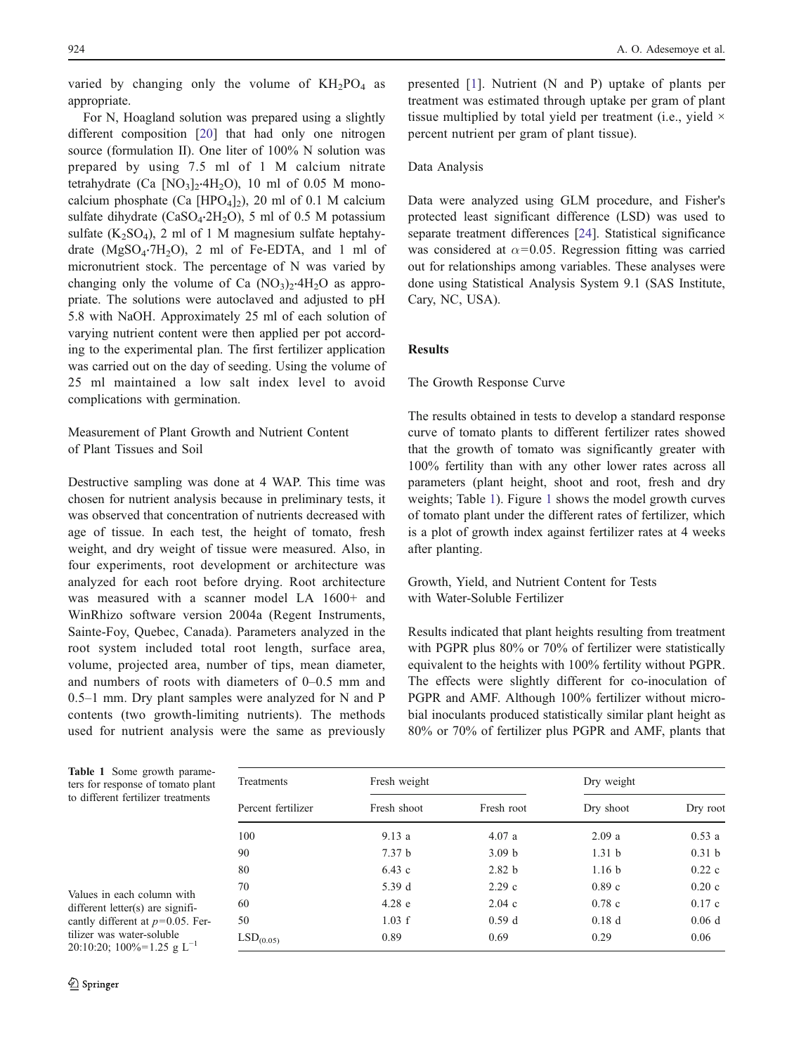varied by changing only the volume of $KH_2PO_4$ as appropriate.

For N, Hoagland solution was prepared using a slightly different composition [20] that had only one nitrogen source (formulation II). One liter of 100% N solution was prepared by using 7.5 ml of 1 M calcium nitrate tetrahydrate (Ca $[NO_3]_2{\cdot}4H_2O$), 10 ml of 0.05 M monocalcium phosphate (Ca $[HPO_4]_2$), 20 ml of 0.1 M calcium sulfate dihydrate ($CaSO_4{\cdot}2H_2O$), 5 ml of 0.5 M potassium sulfate ($K_2SO_4$), 2 ml of 1 M magnesium sulfate heptahydrate ($MgSO_4{\cdot}7H_2O$), 2 ml of Fe-EDTA, and 1 ml of micronutrient stock. The percentage of N was varied by changing only the volume of Ca $(NO_3)_2{\cdot}4H_2O$ as appropriate. The solutions were autoclaved and adjusted to pH 5.8 with NaOH. Approximately 25 ml of each solution of varying nutrient content were then applied per pot according to the experimental plan. The first fertilizer application was carried out on the day of seeding. Using the volume of 25 ml maintained a low salt index level to avoid complications with germination.

### Measurement of Plant Growth and Nutrient Content of Plant Tissues and Soil

Destructive sampling was done at 4 WAP. This time was chosen for nutrient analysis because in preliminary tests, it was observed that concentration of nutrients decreased with age of tissue. In each test, the height of tomato, fresh weight, and dry weight of tissue were measured. Also, in four experiments, root development or architecture was analyzed for each root before drying. Root architecture was measured with a scanner model LA 1600+ and WinRhizo software version 2004a (Regent Instruments, Sainte-Foy, Quebec, Canada). Parameters analyzed in the root system included total root length, surface area, volume, projected area, number of tips, mean diameter, and numbers of roots with diameters of 0–0.5 mm and 0.5–1 mm. Dry plant samples were analyzed for N and P contents (two growth-limiting nutrients). The methods used for nutrient analysis were the same as previously presented [1]. Nutrient (N and P) uptake of plants per treatment was estimated through uptake per gram of plant tissue multiplied by total yield per treatment (i.e., yield × percent nutrient per gram of plant tissue).

### Data Analysis

Data were analyzed using GLM procedure, and Fisher's protected least significant difference (LSD) was used to separate treatment differences [24]. Statistical significance was considered at $\alpha=0.05$. Regression fitting was carried out for relationships among variables. These analyses were done using Statistical Analysis System 9.1 (SAS Institute, Cary, NC, USA).

## Results

### The Growth Response Curve

The results obtained in tests to develop a standard response curve of tomato plants to different fertilizer rates showed that the growth of tomato was significantly greater with 100% fertility than with any other lower rates across all parameters (plant height, shoot and root, fresh and dry weights; Table 1). Figure 1 shows the model growth curves of tomato plant under the different rates of fertilizer, which is a plot of growth index against fertilizer rates at 4 weeks after planting.

### Growth, Yield, and Nutrient Content for Tests with Water-Soluble Fertilizer

Results indicated that plant heights resulting from treatment with PGPR plus 80% or 70% of fertilizer were statistically equivalent to the heights with 100% fertility without PGPR. The effects were slightly different for co-inoculation of PGPR and AMF. Although 100% fertilizer without microbial inoculants produced statistically similar plant height as 80% or 70% of fertilizer plus PGPR and AMF, plants that

**Table 1** Some growth parameters for response of tomato plant to different fertilizer treatments

| Treatments | Fresh weight | | Dry weight | |
|---|---|---|---|---|
| Percent fertilizer | Fresh shoot | Fresh root | Dry shoot | Dry root |
| 100 | 9.13 a | 4.07 a | 2.09 a | 0.53 a |
| 90 | 7.37 b | 3.09 b | 1.31 b | 0.31 b |
| 80 | 6.43 c | 2.82 b | 1.16 b | 0.22 c |
| 70 | 5.39 d | 2.29 c | 0.89 c | 0.20 c |
| 60 | 4.28 e | 2.04 c | 0.78 c | 0.17 c |
| 50 | 1.03 f | 0.59 d | 0.18 d | 0.06 d |
| $LSD_{(0.05)}$ | 0.89 | 0.69 | 0.29 | 0.06 |

Values in each column with different letter(s) are significantly different at $p=0.05$. Fertilizer was water-soluble 20:10:20; 100%=1.25 g $L^{-1}$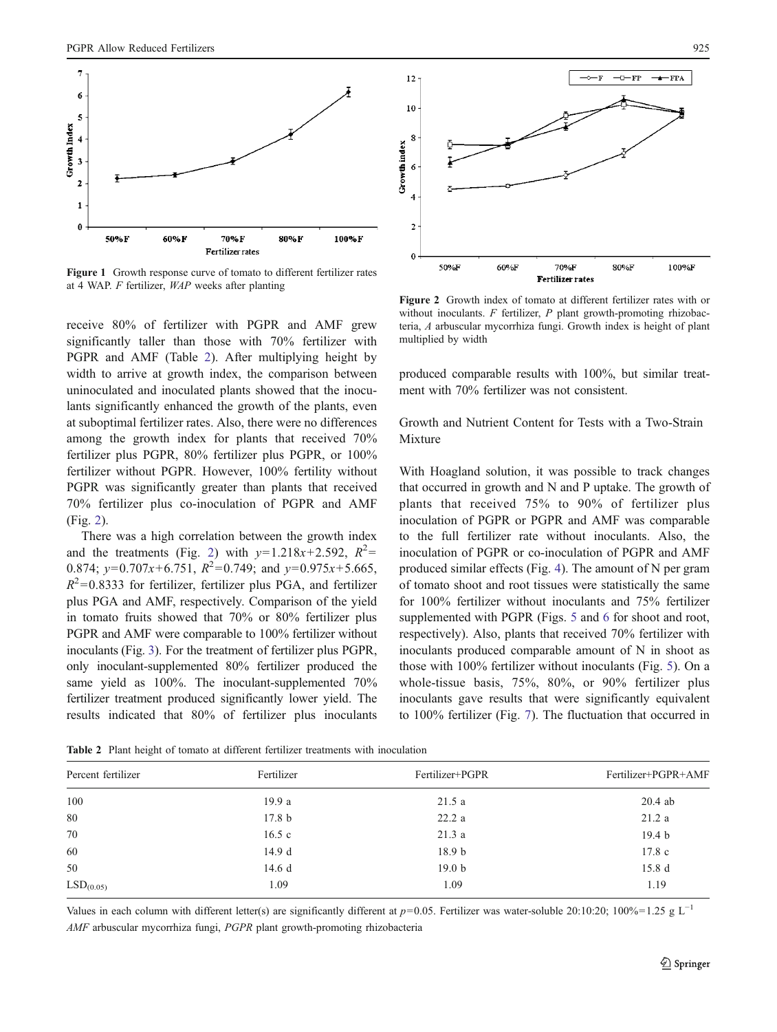Figure 1 Growth response curve of tomato to different fertilizer rates at 4 WAP. *F* fertilizer, *WAP* weeks after planting

Figure 2 Growth index of tomato at different fertilizer rates with or without inoculants. *F* fertilizer, *P* plant growth-promoting rhizobacteria, *A* arbuscular mycorrhiza fungi. Growth index is height of plant multiplied by width

receive 80% of fertilizer with PGPR and AMF grew significantly taller than those with 70% fertilizer with PGPR and AMF (Table 2). After multiplying height by width to arrive at growth index, the comparison between uninoculated and inoculated plants showed that the inoculants significantly enhanced the growth of the plants, even at suboptimal fertilizer rates. Also, there were no differences among the growth index for plants that received 70% fertilizer plus PGPR, 80% fertilizer plus PGPR, or 100% fertilizer without PGPR. However, 100% fertility without PGPR was significantly greater than plants that received 70% fertilizer plus co-inoculation of PGPR and AMF (Fig. 2).

There was a high correlation between the growth index and the treatments (Fig. 2) with $y=1.218x+2.592$, $R^2=0.874$; $y=0.707x+6.751$, $R^2=0.749$; and $y=0.975x+5.665$, $R^2=0.8333$ for fertilizer, fertilizer plus PGA, and fertilizer plus PGA and AMF, respectively. Comparison of the yield in tomato fruits showed that 70% or 80% fertilizer plus PGPR and AMF were comparable to 100% fertilizer without inoculants (Fig. 3). For the treatment of fertilizer plus PGPR, only inoculant-supplemented 80% fertilizer produced the same yield as 100%. The inoculant-supplemented 70% fertilizer treatment produced significantly lower yield. The results indicated that 80% of fertilizer plus inoculants produced comparable results with 100%, but similar treatment with 70% fertilizer was not consistent.

## Growth and Nutrient Content for Tests with a Two-Strain Mixture

With Hoagland solution, it was possible to track changes that occurred in growth and N and P uptake. The growth of plants that received 75% to 90% of fertilizer plus inoculation of PGPR or PGPR and AMF was comparable to the full fertilizer rate without inoculants. Also, the inoculation of PGPR or co-inoculation of PGPR and AMF produced similar effects (Fig. 4). The amount of N per gram of tomato shoot and root tissues were statistically the same for 100% fertilizer without inoculants and 75% fertilizer supplemented with PGPR (Figs. 5 and 6 for shoot and root, respectively). Also, plants that received 70% fertilizer with inoculants produced comparable amount of N in shoot as those with 100% fertilizer without inoculants (Fig. 5). On a whole-tissue basis, 75%, 80%, or 90% fertilizer plus inoculants gave results that were significantly equivalent to 100% fertilizer (Fig. 7). The fluctuation that occurred in

**Table 2** Plant height of tomato at different fertilizer treatments with inoculation

| Percent fertilizer | Fertilizer | Fertilizer+PGPR | Fertilizer+PGPR+AMF |
|---|---|---|---|
| 100 | 19.9 a | 21.5 a | 20.4 ab |
| 80 | 17.8 b | 22.2 a | 21.2 a |
| 70 | 16.5 c | 21.3 a | 19.4 b |
| 60 | 14.9 d | 18.9 b | 17.8 c |
| 50 | 14.6 d | 19.0 b | 15.8 d |
| $LSD_{(0.05)}$ | 1.09 | 1.09 | 1.19 |

Values in each column with different letter(s) are significantly different at $p=0.05$. Fertilizer was water-soluble 20:10:20; 100%=1.25 g $L^{-1}$

*AMF* arbuscular mycorrhiza fungi, *PGPR* plant growth-promoting rhizobacteria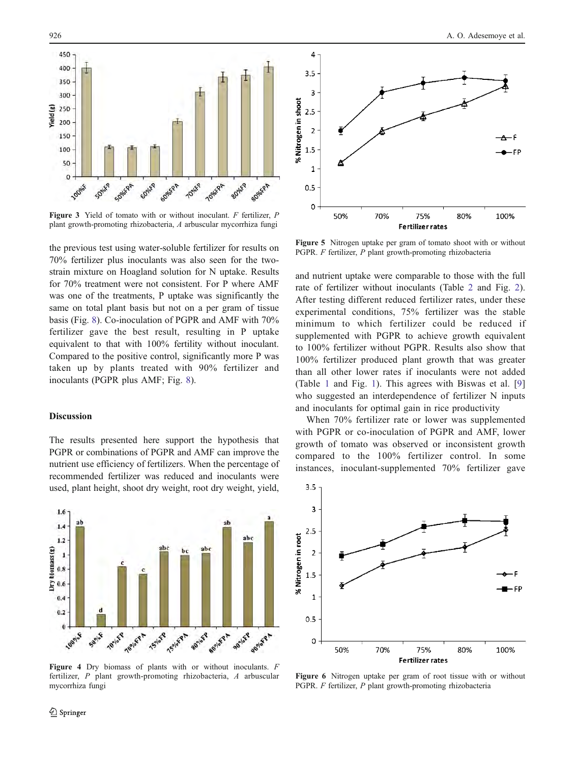Figure 3 Yield of tomato with or without inoculant. *F* fertilizer, *P* plant growth-promoting rhizobacteria, *A* arbuscular mycorrhiza fungi

the previous test using water-soluble fertilizer for results on 70% fertilizer plus inoculants was also seen for the two-strain mixture on Hoagland solution for N uptake. Results for 70% treatment were not consistent. For P where AMF was one of the treatments, P uptake was significantly the same on total plant basis but not on a per gram of tissue basis (Fig. 8). Co-inoculation of PGPR and AMF with 70% fertilizer gave the best result, resulting in P uptake equivalent to that with 100% fertility without inoculant. Compared to the positive control, significantly more P was taken up by plants treated with 90% fertilizer and inoculants (PGPR plus AMF; Fig. 8).

## Discussion

The results presented here support the hypothesis that PGPR or combinations of PGPR and AMF can improve the nutrient use efficiency of fertilizers. When the percentage of recommended fertilizer was reduced and inoculants were used, plant height, shoot dry weight, root dry weight, yield, and nutrient uptake were comparable to those with the full rate of fertilizer without inoculants (Table 2 and Fig. 2). After testing different reduced fertilizer rates, under these experimental conditions, 75% fertilizer was the stable minimum to which fertilizer could be reduced if supplemented with PGPR to achieve growth equivalent to 100% fertilizer without PGPR. Results also show that 100% fertilizer produced plant growth that was greater than all other lower rates if inoculants were not added (Table 1 and Fig. 1). This agrees with Biswas et al. [9] who suggested an interdependence of fertilizer N inputs and inoculants for optimal gain in rice productivity

When 70% fertilizer rate or lower was supplemented with PGPR or co-inoculation of PGPR and AMF, lower growth of tomato was observed or inconsistent growth compared to the 100% fertilizer control. In some instances, inoculant-supplemented 70% fertilizer gave

Figure 4 Dry biomass of plants with or without inoculants. *F* fertilizer, *P* plant growth-promoting rhizobacteria, *A* arbuscular mycorrhiza fungi

Figure 5 Nitrogen uptake per gram of tomato shoot with or without PGPR. *F* fertilizer, *P* plant growth-promoting rhizobacteria

Figure 6 Nitrogen uptake per gram of root tissue with or without PGPR. *F* fertilizer, *P* plant growth-promoting rhizobacteria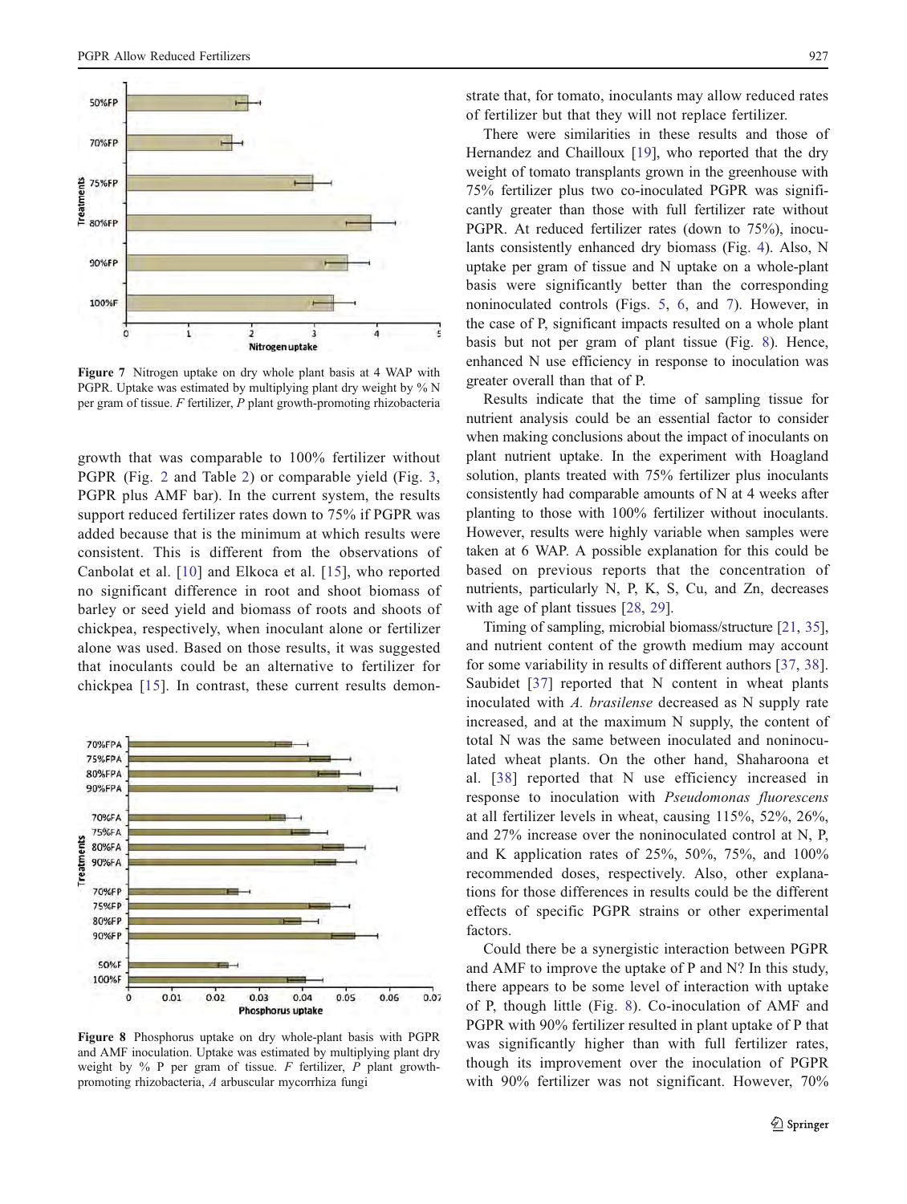Figure 7 Nitrogen uptake on dry whole plant basis at 4 WAP with PGPR. Uptake was estimated by multiplying plant dry weight by % N per gram of tissue. *F* fertilizer, *P* plant growth-promoting rhizobacteria

growth that was comparable to 100% fertilizer without PGPR (Fig. 2 and Table 2) or comparable yield (Fig. 3, PGPR plus AMF bar). In the current system, the results support reduced fertilizer rates down to 75% if PGPR was added because that is the minimum at which results were consistent. This is different from the observations of Canbolat et al. [10] and Elkoca et al. [15], who reported no significant difference in root and shoot biomass of barley or seed yield and biomass of roots and shoots of chickpea, respectively, when inoculant alone or fertilizer alone was used. Based on those results, it was suggested that inoculants could be an alternative to fertilizer for chickpea [15]. In contrast, these current results demonstrate that, for tomato, inoculants may allow reduced rates of fertilizer but that they will not replace fertilizer.

Figure 8 Phosphorus uptake on dry whole-plant basis with PGPR and AMF inoculation. Uptake was estimated by multiplying plant dry weight by % P per gram of tissue. *F* fertilizer, *P* plant growth-promoting rhizobacteria, *A* arbuscular mycorrhiza fungi

There were similarities in these results and those of Hernandez and Chailloux [19], who reported that the dry weight of tomato transplants grown in the greenhouse with 75% fertilizer plus two co-inoculated PGPR was significantly greater than those with full fertilizer rate without PGPR. At reduced fertilizer rates (down to 75%), inoculants consistently enhanced dry biomass (Fig. 4). Also, N uptake per gram of tissue and N uptake on a whole-plant basis were significantly better than the corresponding noninoculated controls (Figs. 5, 6, and 7). However, in the case of P, significant impacts resulted on a whole plant basis but not per gram of plant tissue (Fig. 8). Hence, enhanced N use efficiency in response to inoculation was greater overall than that of P.

Results indicate that the time of sampling tissue for nutrient analysis could be an essential factor to consider when making conclusions about the impact of inoculants on plant nutrient uptake. In the experiment with Hoagland solution, plants treated with 75% fertilizer plus inoculants consistently had comparable amounts of N at 4 weeks after planting to those with 100% fertilizer without inoculants. However, results were highly variable when samples were taken at 6 WAP. A possible explanation for this could be based on previous reports that the concentration of nutrients, particularly N, P, K, S, Cu, and Zn, decreases with age of plant tissues [28, 29].

Timing of sampling, microbial biomass/structure [21, 35], and nutrient content of the growth medium may account for some variability in results of different authors [37, 38]. Saubidet [37] reported that N content in wheat plants inoculated with *A. brasilense* decreased as N supply rate increased, and at the maximum N supply, the content of total N was the same between inoculated and noninoculated wheat plants. On the other hand, Shaharoona et al. [38] reported that N use efficiency increased in response to inoculation with *Pseudomonas fluorescens* at all fertilizer levels in wheat, causing 115%, 52%, 26%, and 27% increase over the noninoculated control at N, P, and K application rates of 25%, 50%, 75%, and 100% recommended doses, respectively. Also, other explanations for those differences in results could be the different effects of specific PGPR strains or other experimental factors.

Could there be a synergistic interaction between PGPR and AMF to improve the uptake of P and N? In this study, there appears to be some level of interaction with uptake of P, though little (Fig. 8). Co-inoculation of AMF and PGPR with 90% fertilizer resulted in plant uptake of P that was significantly higher than with full fertilizer rates, though its improvement over the inoculation of PGPR with 90% fertilizer was not significant. However, 70%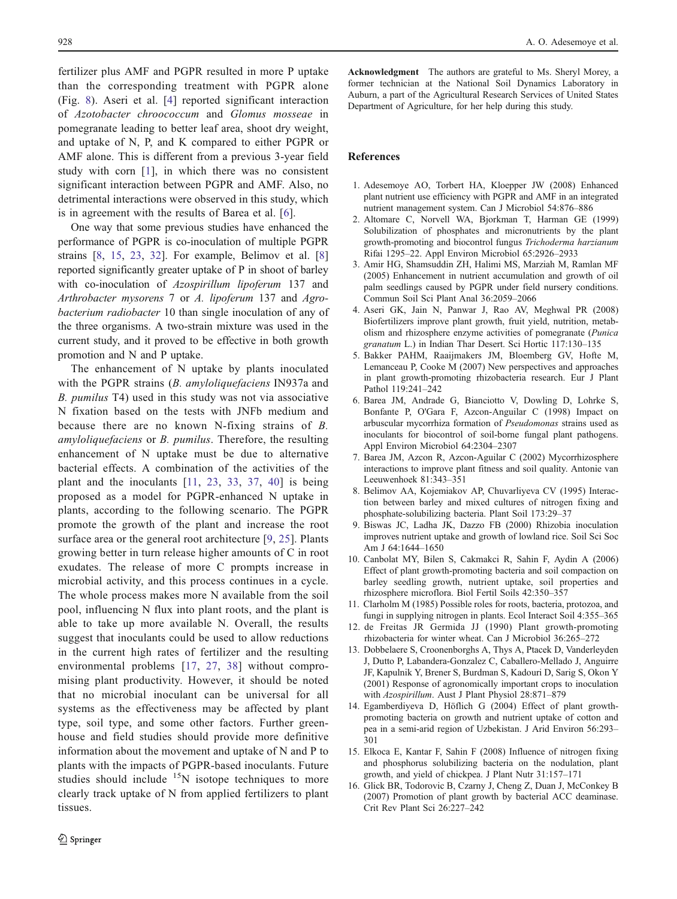fertilizer plus AMF and PGPR resulted in more P uptake than the corresponding treatment with PGPR alone (Fig. 8). Aseri et al. [4] reported significant interaction of *Azotobacter chroococcum* and *Glomus mosseae* in pomegranate leading to better leaf area, shoot dry weight, and uptake of N, P, and K compared to either PGPR or AMF alone. This is different from a previous 3-year field study with corn [1], in which there was no consistent significant interaction between PGPR and AMF. Also, no detrimental interactions were observed in this study, which is in agreement with the results of Barea et al. [6].

One way that some previous studies have enhanced the performance of PGPR is co-inoculation of multiple PGPR strains [8, 15, 23, 32]. For example, Belimov et al. [8] reported significantly greater uptake of P in shoot of barley with co-inoculation of *Azospirillum lipoferum* 137 and *Arthrobacter mysorens* 7 or *A. lipoferum* 137 and *Agrobacterium radiobacter* 10 than single inoculation of any of the three organisms. A two-strain mixture was used in the current study, and it proved to be effective in both growth promotion and N and P uptake.

The enhancement of N uptake by plants inoculated with the PGPR strains (*B. amyloliquefaciens* IN937a and *B. pumilus* T4) used in this study was not via associative N fixation based on the tests with JNFb medium and because there are no known N-fixing strains of *B. amyloliquefaciens* or *B. pumilus*. Therefore, the resulting enhancement of N uptake must be due to alternative bacterial effects. A combination of the activities of the plant and the inoculants [11, 23, 33, 37, 40] is being proposed as a model for PGPR-enhanced N uptake in plants, according to the following scenario. The PGPR promote the growth of the plant and increase the root surface area or the general root architecture [9, 25]. Plants growing better in turn release higher amounts of C in root exudates. The release of more C prompts increase in microbial activity, and this process continues in a cycle. The whole process makes more N available from the soil pool, influencing N flux into plant roots, and the plant is able to take up more available N. Overall, the results suggest that inoculants could be used to allow reductions in the current high rates of fertilizer and the resulting environmental problems [17, 27, 38] without compromising plant productivity. However, it should be noted that no microbial inoculant can be universal for all systems as the effectiveness may be affected by plant type, soil type, and some other factors. Further greenhouse and field studies should provide more definitive information about the movement and uptake of N and P to plants with the impacts of PGPR-based inoculants. Future studies should include $^{15}N$ isotope techniques to more clearly track uptake of N from applied fertilizers to plant tissues.

**Acknowledgment** The authors are grateful to Ms. Sheryl Morey, a former technician at the National Soil Dynamics Laboratory in Auburn, a part of the Agricultural Research Services of United States Department of Agriculture, for her help during this study.

## References

1. Adesemoye AO, Torbert HA, Kloepper JW (2008) Enhanced plant nutrient use efficiency with PGPR and AMF in an integrated nutrient management system. Can J Microbiol 54:876–886
2. Altomare C, Norvell WA, Bjorkman T, Harman GE (1999) Solubilization of phosphates and micronutrients by the plant growth-promoting and biocontrol fungus *Trichoderma harzianum* Rifai 1295–22. Appl Environ Microbiol 65:2926–2933
3. Amir HG, Shamsuddin ZH, Halimi MS, Marziah M, Ramlan MF (2005) Enhancement in nutrient accumulation and growth of oil palm seedlings caused by PGPR under field nursery conditions. Commun Soil Sci Plant Anal 36:2059–2066
4. Aseri GK, Jain N, Panwar J, Rao AV, Meghwal PR (2008) Biofertilizers improve plant growth, fruit yield, nutrition, metabolism and rhizosphere enzyme activities of pomegranate (*Punica granatum* L.) in Indian Thar Desert. Sci Hortic 117:130–135
5. Bakker PAHM, Raaijmakers JM, Bloemberg GV, Hofte M, Lemanceau P, Cooke M (2007) New perspectives and approaches in plant growth-promoting rhizobacteria research. Eur J Plant Pathol 119:241–242
6. Barea JM, Andrade G, Bianciotto V, Dowling D, Lohrke S, Bonfante P, O'Gara F, Azcon-Anguilar C (1998) Impact on arbuscular mycorrhiza formation of *Pseudomonas* strains used as inoculants for biocontrol of soil-borne fungal plant pathogens. Appl Environ Microbiol 64:2304–2307
7. Barea JM, Azcon R, Azcon-Aguilar C (2002) Mycorrhizosphere interactions to improve plant fitness and soil quality. Antonie van Leeuwenhoek 81:343–351
8. Belimov AA, Kojemiakov AP, Chuvarliyeva CV (1995) Interaction between barley and mixed cultures of nitrogen fixing and phosphate-solubilizing bacteria. Plant Soil 173:29–37
9. Biswas JC, Ladha JK, Dazzo FB (2000) Rhizobia inoculation improves nutrient uptake and growth of lowland rice. Soil Sci Soc Am J 64:1644–1650
10. Canbolat MY, Bilen S, Cakmakci R, Sahin F, Aydin A (2006) Effect of plant growth-promoting bacteria and soil compaction on barley seedling growth, nutrient uptake, soil properties and rhizosphere microflora. Biol Fertil Soils 42:350–357
11. Clarholm M (1985) Possible roles for roots, bacteria, protozoa, and fungi in supplying nitrogen in plants. Ecol Interact Soil 4:355–365
12. de Freitas JR Germida JJ (1990) Plant growth-promoting rhizobacteria for winter wheat. Can J Microbiol 36:265–272
13. Dobbelaere S, Croonenborghs A, Thys A, Ptacek D, Vanderleyden J, Dutto P, Labandera-Gonzalez C, Caballero-Mellado J, Anguirre JF, Kapulnik Y, Brener S, Burdman S, Kadouri D, Sarig S, Okon Y (2001) Response of agronomically important crops to inoculation with *Azospirillum*. Aust J Plant Physiol 28:871–879
14. Egamberdiyeva D, Höflich G (2004) Effect of plant growth-promoting bacteria on growth and nutrient uptake of cotton and pea in a semi-arid region of Uzbekistan. J Arid Environ 56:293–301
15. Elkoca E, Kantar F, Sahin F (2008) Influence of nitrogen fixing and phosphorus solubilizing bacteria on the nodulation, plant growth, and yield of chickpea. J Plant Nutr 31:157–171
16. Glick BR, Todorovic B, Czarny J, Cheng Z, Duan J, McConkey B (2007) Promotion of plant growth by bacterial ACC deaminase. Crit Rev Plant Sci 26:227–242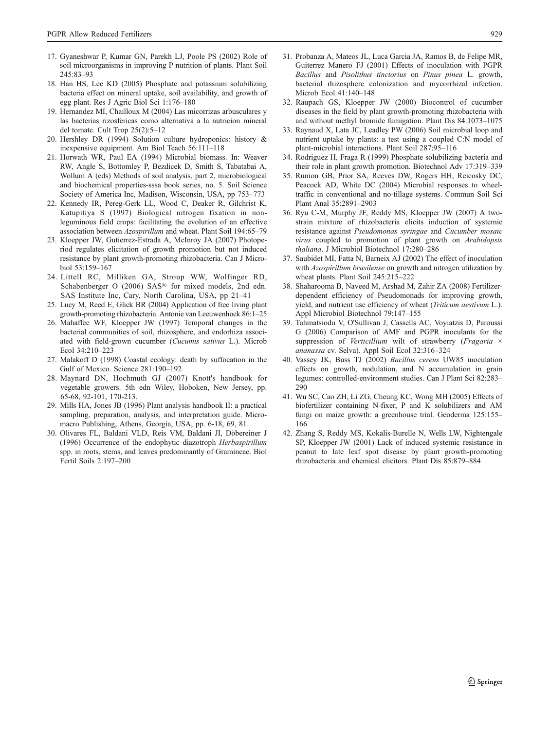17. Gyaneshwar P, Kumar GN, Parekh LJ, Poole PS (2002) Role of soil microorganisms in improving P nutrition of plants. Plant Soil 245:83–93
18. Han HS, Lee KD (2005) Phosphate and potassium solubilizing bacteria effect on mineral uptake, soil availability, and growth of egg plant. Res J Agric Biol Sci 1:176–180
19. Hernandez MI, Chailloux M (2004) Las micorrizas arbusculares y las bacterias rizosfericas como alternativa a la nutricion mineral del tomate. Cult Trop 25(2):5–12
20. Hershley DR (1994) Solution culture hydroponics: history & inexpensive equipment. Am Biol Teach 56:111–118
21. Horwath WR, Paul EA (1994) Microbial biomass. In: Weaver RW, Angle S, Bottomley P, Bezdicek D, Smith S, Tabatabai A, Wollum A (eds) Methods of soil analysis, part 2, microbiological and biochemical properties-ssssa book series, no. 5. Soil Science Society of America Inc, Madison, Wisconsin, USA, pp 753–773
22. Kennedy IR, Pereg-Gerk LL, Wood C, Deaker R, Gilchrist K, Katupitiya S (1997) Biological nitrogen fixation in non-leguminous field crops: facilitating the evolution of an effective association between *Azospirillum* and wheat. Plant Soil 194:65–79
23. Kloepper JW, Gutierrez-Estrada A, McInroy JA (2007) Photoperiod regulates elicitation of growth promotion but not induced resistance by plant growth-promoting rhizobacteria. Can J Microbiol 53:159–167
24. Littell RC, Milliken GA, Stroup WW, Wolfinger RD, Schabenberger O (2006) SAS® for mixed models, 2nd edn. SAS Institute Inc, Cary, North Carolina, USA, pp 21–41
25. Lucy M, Reed E, Glick BR (2004) Application of free living plant growth-promoting rhizobacteria. Antonie van Leeuwenhoek 86:1–25
26. Mahaffee WF, Kloepper JW (1997) Temporal changes in the bacterial communities of soil, rhizosphere, and endorhiza associated with field-grown cucumber (*Cucumis sativus* L.). Microb Ecol 34:210–223
27. Malakoff D (1998) Coastal ecology: death by suffocation in the Gulf of Mexico. Science 281:190–192
28. Maynard DN, Hochmuth GJ (2007) Knott's handbook for vegetable growers. 5th edn Wiley, Hoboken, New Jersey, pp. 65-68, 92-101, 170-213.
29. Mills HA, Jones JB (1996) Plant analysis handbook II: a practical sampling, preparation, analysis, and interpretation guide. Micromacro Publishing, Athens, Georgia, USA, pp. 6-18, 69, 81.
30. Olivares FL, Baldani VLD, Reis VM, Baldani JI, Döbereiner J (1996) Occurrence of the endophytic diazotroph *Herbaspirillum* spp. in roots, stems, and leaves predominantly of Gramineae. Biol Fertil Soils 2:197–200
31. Probanza A, Mateos JL, Luca Garcia JA, Ramos B, de Felipe MR, Guiterrez Manero FJ (2001) Effects of inoculation with PGPR *Bacillus* and *Pisolithus tinctorius* on *Pinus pinea* L. growth, bacterial rhizosphere colonization and mycorrhizal infection. Microb Ecol 41:140–148
32. Raupach GS, Kloepper JW (2000) Biocontrol of cucumber diseases in the field by plant growth-promoting rhizobacteria with and without methyl bromide fumigation. Plant Dis 84:1073–1075
33. Raynaud X, Lata JC, Leadley PW (2006) Soil microbial loop and nutrient uptake by plants: a test using a coupled C:N model of plant-microbial interactions. Plant Soil 287:95–116
34. Rodriguez H, Fraga R (1999) Phosphate solubilizing bacteria and their role in plant growth promotion. Biotechnol Adv 17:319–339
35. Runion GB, Prior SA, Reeves DW, Rogers HH, Reicosky DC, Peacock AD, White DC (2004) Microbial responses to wheel-traffic in conventional and no-tillage systems. Commun Soil Sci Plant Anal 35:2891–2903
36. Ryu C-M, Murphy JF, Reddy MS, Kloepper JW (2007) A two-strain mixture of rhizobacteria elicits induction of systemic resistance against *Pseudomonas syringae* and *Cucumber mosaic virus* coupled to promotion of plant growth on *Arabidopsis thaliana*. J Microbiol Biotechnol 17:280–286
37. Saubidet MI, Fatta N, Barneix AJ (2002) The effect of inoculation with *Azospirillum brasilense* on growth and nitrogen utilization by wheat plants. Plant Soil 245:215–222
38. Shaharooma B, Naveed M, Arshad M, Zahir ZA (2008) Fertilizer-dependent efficiency of Pseudomonads for improving growth, yield, and nutrient use efficiency of wheat (*Triticum aestivum* L.). Appl Microbiol Biotechnol 79:147–155
39. Tahmatsiodu V, O'Sullivan J, Cassells AC, Voyiatzis D, Paroussi G (2006) Comparison of AMF and PGPR inoculants for the suppression of *Verticillium* wilt of strawberry (*Fragaria* × *ananassa* cv. Selva). Appl Soil Ecol 32:316–324
40. Vassey JK, Buss TJ (2002) *Bacillus cereus* UW85 inoculation effects on growth, nodulation, and N accumulation in grain legumes: controlled-environment studies. Can J Plant Sci 82:283–290
41. Wu SC, Cao ZH, Li ZG, Cheung KC, Wong MH (2005) Effects of biofertilizer containing N-fixer, P and K solubilizers and AM fungi on maize growth: a greenhouse trial. Geoderma 125:155–166
42. Zhang S, Reddy MS, Kokalis-Burelle N, Wells LW, Nightengale SP, Kloepper JW (2001) Lack of induced systemic resistance in peanut to late leaf spot disease by plant growth-promoting rhizobacteria and chemical elicitors. Plant Dis 85:879–884